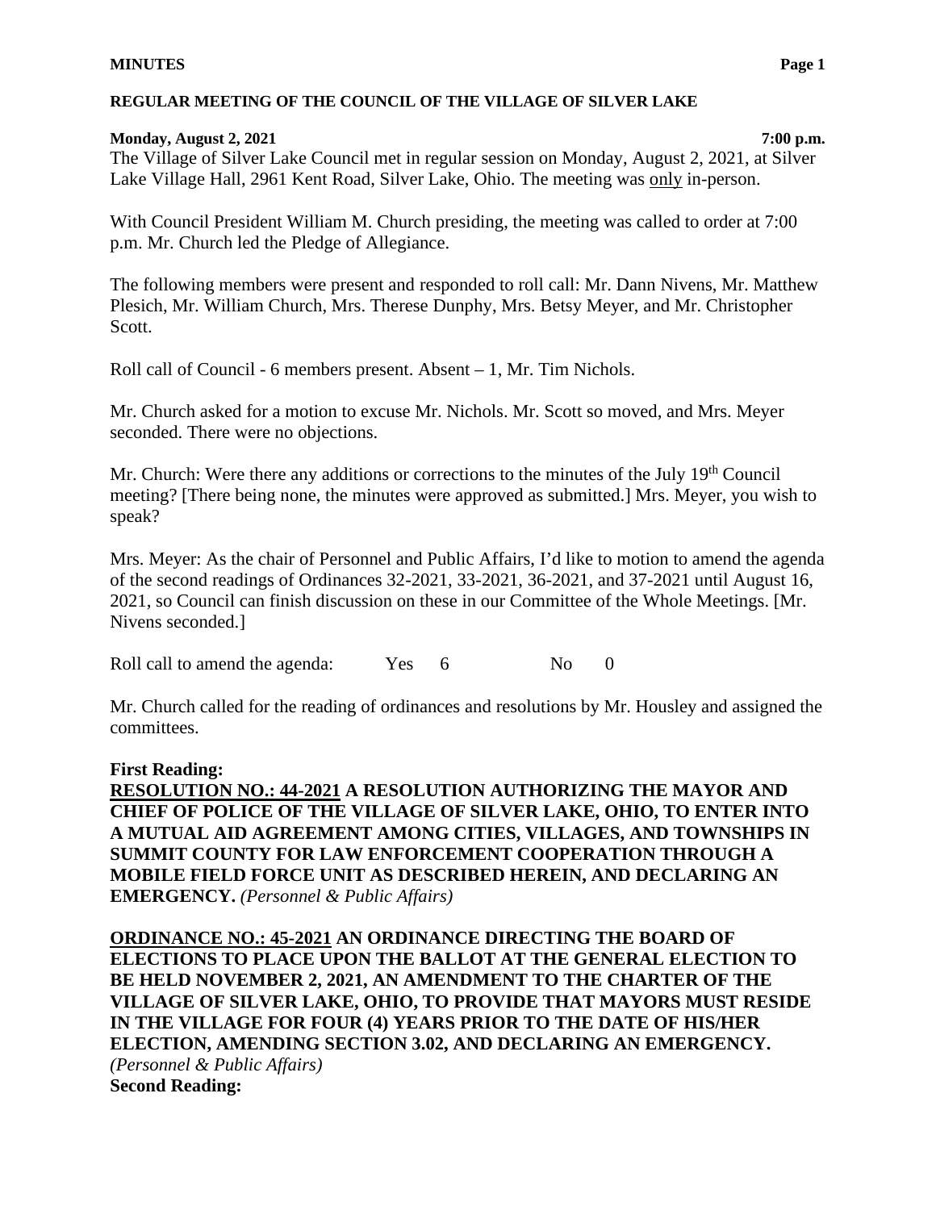**REGULAR MEETING OF THE COUNCIL OF THE VILLAGE OF SILVER LAKE**

**Monday, August 2, 2021** **7:00 p.m.**

The Village of Silver Lake Council met in regular session on Monday, August 2, 2021, at Silver Lake Village Hall, 2961 Kent Road, Silver Lake, Ohio. The meeting was only in-person.

With Council President William M. Church presiding, the meeting was called to order at 7:00 p.m. Mr. Church led the Pledge of Allegiance.

The following members were present and responded to roll call: Mr. Dann Nivens, Mr. Matthew Plesich, Mr. William Church, Mrs. Therese Dunphy, Mrs. Betsy Meyer, and Mr. Christopher Scott.

Roll call of Council - 6 members present. Absent – 1, Mr. Tim Nichols.

Mr. Church asked for a motion to excuse Mr. Nichols. Mr. Scott so moved, and Mrs. Meyer seconded. There were no objections.

Mr. Church: Were there any additions or corrections to the minutes of the July 19th Council meeting? [There being none, the minutes were approved as submitted.] Mrs. Meyer, you wish to speak?

Mrs. Meyer: As the chair of Personnel and Public Affairs, I'd like to motion to amend the agenda of the second readings of Ordinances 32-2021, 33-2021, 36-2021, and 37-2021 until August 16, 2021, so Council can finish discussion on these in our Committee of the Whole Meetings. [Mr. Nivens seconded.]

Roll call to amend the agenda: Yes 6 No 0

Mr. Church called for the reading of ordinances and resolutions by Mr. Housley and assigned the committees.

**First Reading:**

**RESOLUTION NO.: 44-2021 A RESOLUTION AUTHORIZING THE MAYOR AND CHIEF OF POLICE OF THE VILLAGE OF SILVER LAKE, OHIO, TO ENTER INTO A MUTUAL AID AGREEMENT AMONG CITIES, VILLAGES, AND TOWNSHIPS IN SUMMIT COUNTY FOR LAW ENFORCEMENT COOPERATION THROUGH A MOBILE FIELD FORCE UNIT AS DESCRIBED HEREIN, AND DECLARING AN EMERGENCY.** *(Personnel & Public Affairs)*

**ORDINANCE NO.: 45-2021 AN ORDINANCE DIRECTING THE BOARD OF ELECTIONS TO PLACE UPON THE BALLOT AT THE GENERAL ELECTION TO BE HELD NOVEMBER 2, 2021, AN AMENDMENT TO THE CHARTER OF THE VILLAGE OF SILVER LAKE, OHIO, TO PROVIDE THAT MAYORS MUST RESIDE IN THE VILLAGE FOR FOUR (4) YEARS PRIOR TO THE DATE OF HIS/HER ELECTION, AMENDING SECTION 3.02, AND DECLARING AN EMERGENCY.** *(Personnel & Public Affairs)*

**Second Reading:**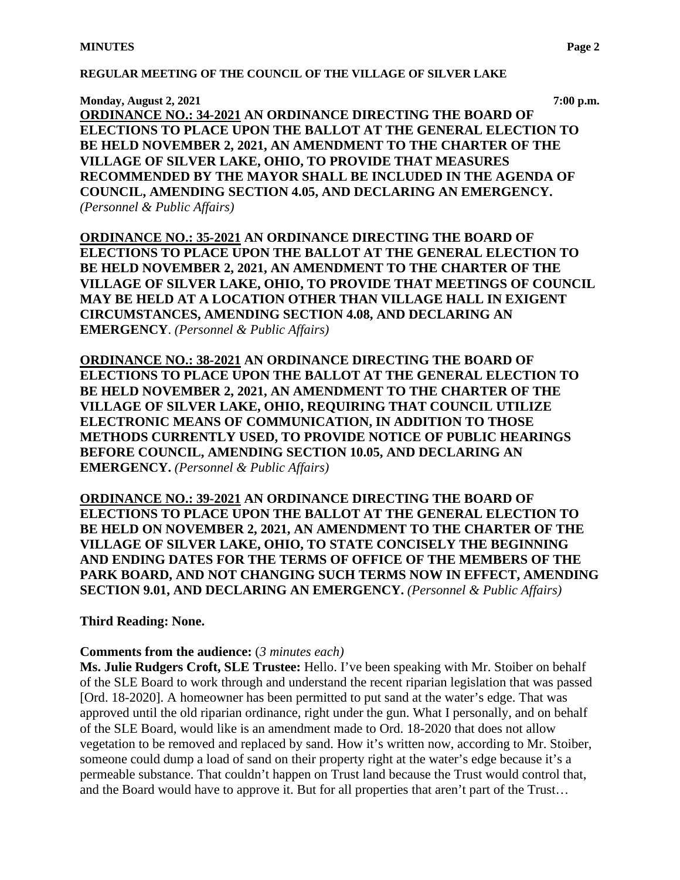**Monday, August 2, 2021** **7:00 p.m.**

**<u>ORDINANCE NO.: 34-2021</u> AN ORDINANCE DIRECTING THE BOARD OF ELECTIONS TO PLACE UPON THE BALLOT AT THE GENERAL ELECTION TO BE HELD NOVEMBER 2, 2021, AN AMENDMENT TO THE CHARTER OF THE VILLAGE OF SILVER LAKE, OHIO, TO PROVIDE THAT MEASURES RECOMMENDED BY THE MAYOR SHALL BE INCLUDED IN THE AGENDA OF COUNCIL, AMENDING SECTION 4.05, AND DECLARING AN EMERGENCY.** *(Personnel & Public Affairs)*

**<u>ORDINANCE NO.: 35-2021</u> AN ORDINANCE DIRECTING THE BOARD OF ELECTIONS TO PLACE UPON THE BALLOT AT THE GENERAL ELECTION TO BE HELD NOVEMBER 2, 2021, AN AMENDMENT TO THE CHARTER OF THE VILLAGE OF SILVER LAKE, OHIO, TO PROVIDE THAT MEETINGS OF COUNCIL MAY BE HELD AT A LOCATION OTHER THAN VILLAGE HALL IN EXIGENT CIRCUMSTANCES, AMENDING SECTION 4.08, AND DECLARING AN EMERGENCY**. *(Personnel & Public Affairs)*

**<u>ORDINANCE NO.: 38-2021</u> AN ORDINANCE DIRECTING THE BOARD OF ELECTIONS TO PLACE UPON THE BALLOT AT THE GENERAL ELECTION TO BE HELD NOVEMBER 2, 2021, AN AMENDMENT TO THE CHARTER OF THE VILLAGE OF SILVER LAKE, OHIO, REQUIRING THAT COUNCIL UTILIZE ELECTRONIC MEANS OF COMMUNICATION, IN ADDITION TO THOSE METHODS CURRENTLY USED, TO PROVIDE NOTICE OF PUBLIC HEARINGS BEFORE COUNCIL, AMENDING SECTION 10.05, AND DECLARING AN EMERGENCY.** *(Personnel & Public Affairs)*

**<u>ORDINANCE NO.: 39-2021</u> AN ORDINANCE DIRECTING THE BOARD OF ELECTIONS TO PLACE UPON THE BALLOT AT THE GENERAL ELECTION TO BE HELD ON NOVEMBER 2, 2021, AN AMENDMENT TO THE CHARTER OF THE VILLAGE OF SILVER LAKE, OHIO, TO STATE CONCISELY THE BEGINNING AND ENDING DATES FOR THE TERMS OF OFFICE OF THE MEMBERS OF THE PARK BOARD, AND NOT CHANGING SUCH TERMS NOW IN EFFECT, AMENDING SECTION 9.01, AND DECLARING AN EMERGENCY.** *(Personnel & Public Affairs)*

**Third Reading: None.**

**Comments from the audience:** (*3 minutes each)*

**Ms. Julie Rudgers Croft, SLE Trustee:** Hello. I've been speaking with Mr. Stoiber on behalf of the SLE Board to work through and understand the recent riparian legislation that was passed [Ord. 18-2020]. A homeowner has been permitted to put sand at the water's edge. That was approved until the old riparian ordinance, right under the gun. What I personally, and on behalf of the SLE Board, would like is an amendment made to Ord. 18-2020 that does not allow vegetation to be removed and replaced by sand. How it's written now, according to Mr. Stoiber, someone could dump a load of sand on their property right at the water's edge because it's a permeable substance. That couldn't happen on Trust land because the Trust would control that, and the Board would have to approve it. But for all properties that aren't part of the Trust…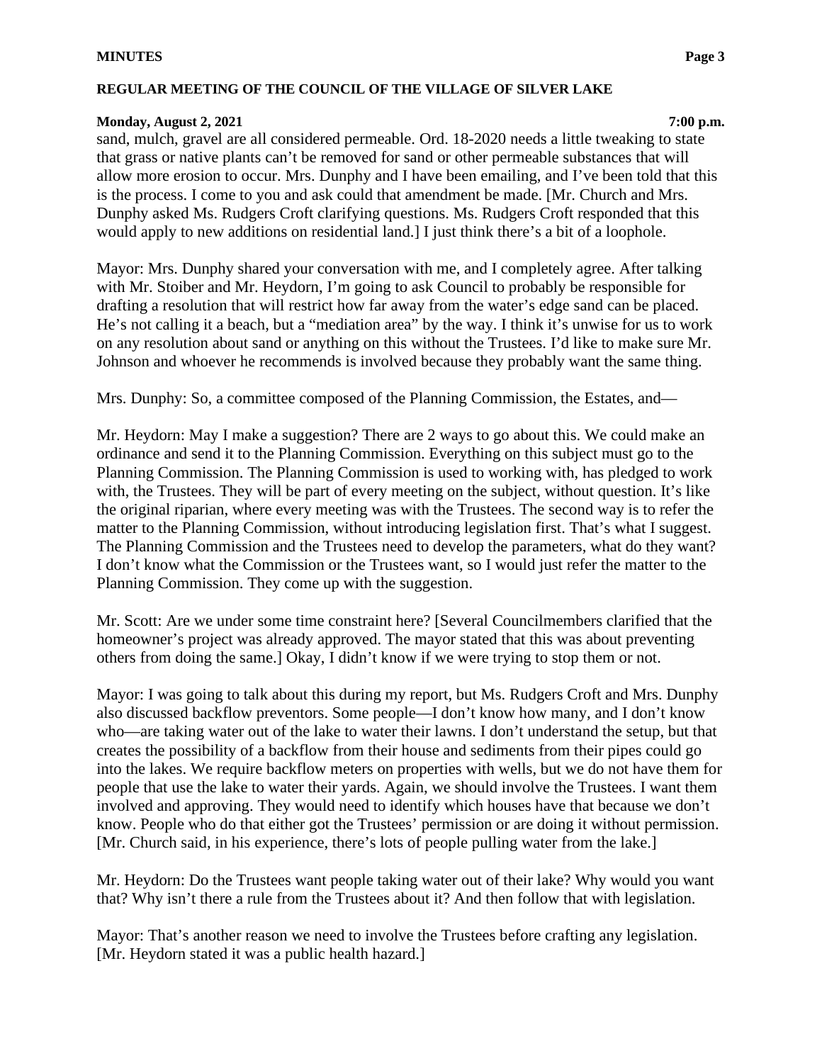sand, mulch, gravel are all considered permeable. Ord. 18-2020 needs a little tweaking to state that grass or native plants can't be removed for sand or other permeable substances that will allow more erosion to occur. Mrs. Dunphy and I have been emailing, and I've been told that this is the process. I come to you and ask could that amendment be made. [Mr. Church and Mrs. Dunphy asked Ms. Rudgers Croft clarifying questions. Ms. Rudgers Croft responded that this would apply to new additions on residential land.] I just think there's a bit of a loophole.

Mayor: Mrs. Dunphy shared your conversation with me, and I completely agree. After talking with Mr. Stoiber and Mr. Heydorn, I'm going to ask Council to probably be responsible for drafting a resolution that will restrict how far away from the water's edge sand can be placed. He's not calling it a beach, but a "mediation area" by the way. I think it's unwise for us to work on any resolution about sand or anything on this without the Trustees. I'd like to make sure Mr. Johnson and whoever he recommends is involved because they probably want the same thing.

Mrs. Dunphy: So, a committee composed of the Planning Commission, the Estates, and—

Mr. Heydorn: May I make a suggestion? There are 2 ways to go about this. We could make an ordinance and send it to the Planning Commission. Everything on this subject must go to the Planning Commission. The Planning Commission is used to working with, has pledged to work with, the Trustees. They will be part of every meeting on the subject, without question. It's like the original riparian, where every meeting was with the Trustees. The second way is to refer the matter to the Planning Commission, without introducing legislation first. That's what I suggest. The Planning Commission and the Trustees need to develop the parameters, what do they want? I don't know what the Commission or the Trustees want, so I would just refer the matter to the Planning Commission. They come up with the suggestion.

Mr. Scott: Are we under some time constraint here? [Several Councilmembers clarified that the homeowner's project was already approved. The mayor stated that this was about preventing others from doing the same.] Okay, I didn't know if we were trying to stop them or not.

Mayor: I was going to talk about this during my report, but Ms. Rudgers Croft and Mrs. Dunphy also discussed backflow preventors. Some people—I don't know how many, and I don't know who—are taking water out of the lake to water their lawns. I don't understand the setup, but that creates the possibility of a backflow from their house and sediments from their pipes could go into the lakes. We require backflow meters on properties with wells, but we do not have them for people that use the lake to water their yards. Again, we should involve the Trustees. I want them involved and approving. They would need to identify which houses have that because we don't know. People who do that either got the Trustees' permission or are doing it without permission. [Mr. Church said, in his experience, there's lots of people pulling water from the lake.]

Mr. Heydorn: Do the Trustees want people taking water out of their lake? Why would you want that? Why isn't there a rule from the Trustees about it? And then follow that with legislation.

Mayor: That's another reason we need to involve the Trustees before crafting any legislation. [Mr. Heydorn stated it was a public health hazard.]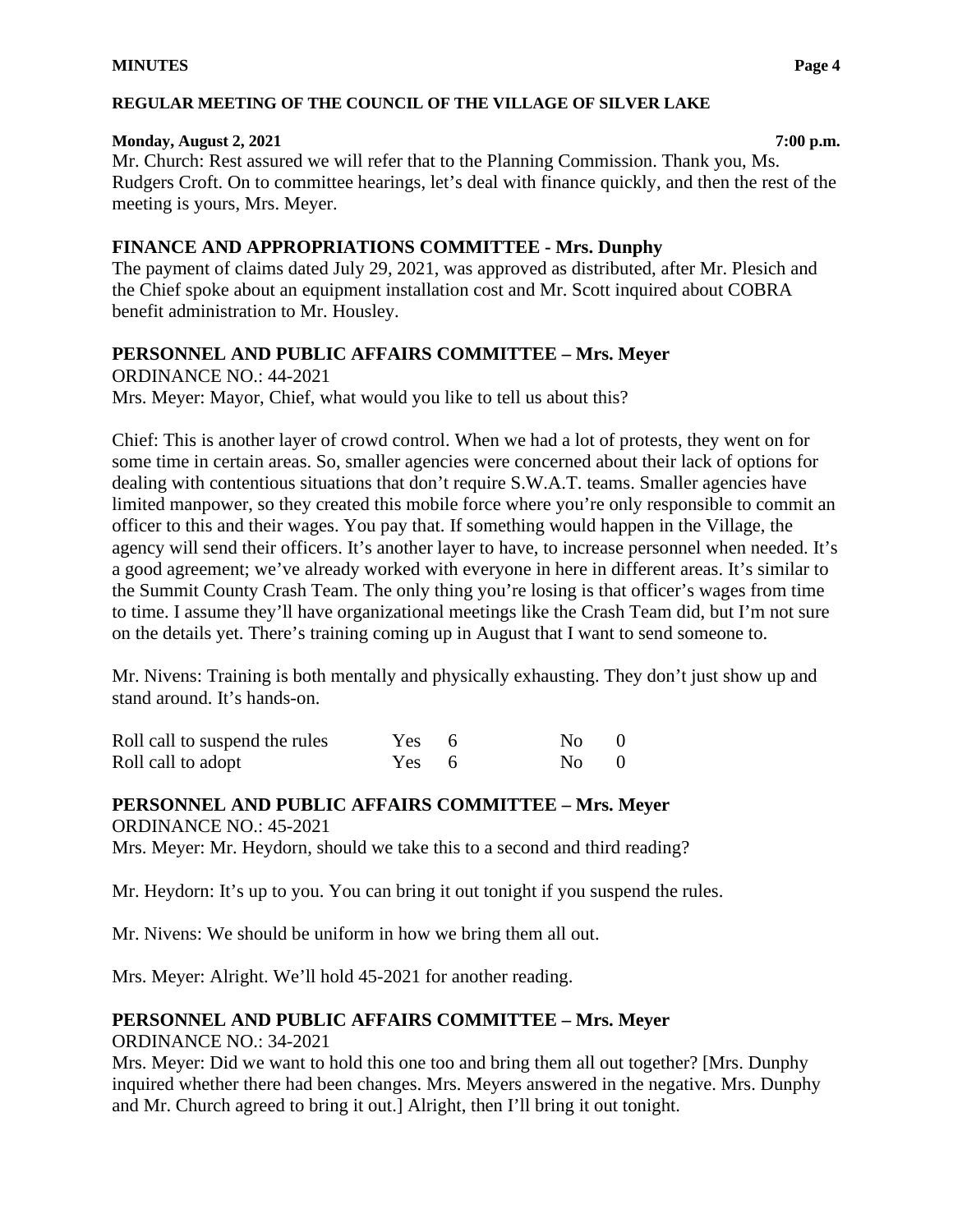Mr. Church: Rest assured we will refer that to the Planning Commission. Thank you, Ms. Rudgers Croft. On to committee hearings, let's deal with finance quickly, and then the rest of the meeting is yours, Mrs. Meyer.

## FINANCE AND APPROPRIATIONS COMMITTEE - Mrs. Dunphy

The payment of claims dated July 29, 2021, was approved as distributed, after Mr. Plesich and the Chief spoke about an equipment installation cost and Mr. Scott inquired about COBRA benefit administration to Mr. Housley.

## PERSONNEL AND PUBLIC AFFAIRS COMMITTEE – Mrs. Meyer

ORDINANCE NO.: 44-2021

Mrs. Meyer: Mayor, Chief, what would you like to tell us about this?

Chief: This is another layer of crowd control. When we had a lot of protests, they went on for some time in certain areas. So, smaller agencies were concerned about their lack of options for dealing with contentious situations that don't require S.W.A.T. teams. Smaller agencies have limited manpower, so they created this mobile force where you're only responsible to commit an officer to this and their wages. You pay that. If something would happen in the Village, the agency will send their officers. It's another layer to have, to increase personnel when needed. It's a good agreement; we've already worked with everyone in here in different areas. It's similar to the Summit County Crash Team. The only thing you're losing is that officer's wages from time to time. I assume they'll have organizational meetings like the Crash Team did, but I'm not sure on the details yet. There's training coming up in August that I want to send someone to.

Mr. Nivens: Training is both mentally and physically exhausting. They don't just show up and stand around. It's hands-on.

| | | | | |
|---|---|---|---|---|
| Roll call to suspend the rules | Yes | 6 | No | 0 |
| Roll call to adopt | Yes | 6 | No | 0 |

## PERSONNEL AND PUBLIC AFFAIRS COMMITTEE – Mrs. Meyer

ORDINANCE NO.: 45-2021

Mrs. Meyer: Mr. Heydorn, should we take this to a second and third reading?

Mr. Heydorn: It's up to you. You can bring it out tonight if you suspend the rules.

Mr. Nivens: We should be uniform in how we bring them all out.

Mrs. Meyer: Alright. We'll hold 45-2021 for another reading.

## PERSONNEL AND PUBLIC AFFAIRS COMMITTEE – Mrs. Meyer

ORDINANCE NO.: 34-2021

Mrs. Meyer: Did we want to hold this one too and bring them all out together? [Mrs. Dunphy inquired whether there had been changes. Mrs. Meyers answered in the negative. Mrs. Dunphy and Mr. Church agreed to bring it out.] Alright, then I'll bring it out tonight.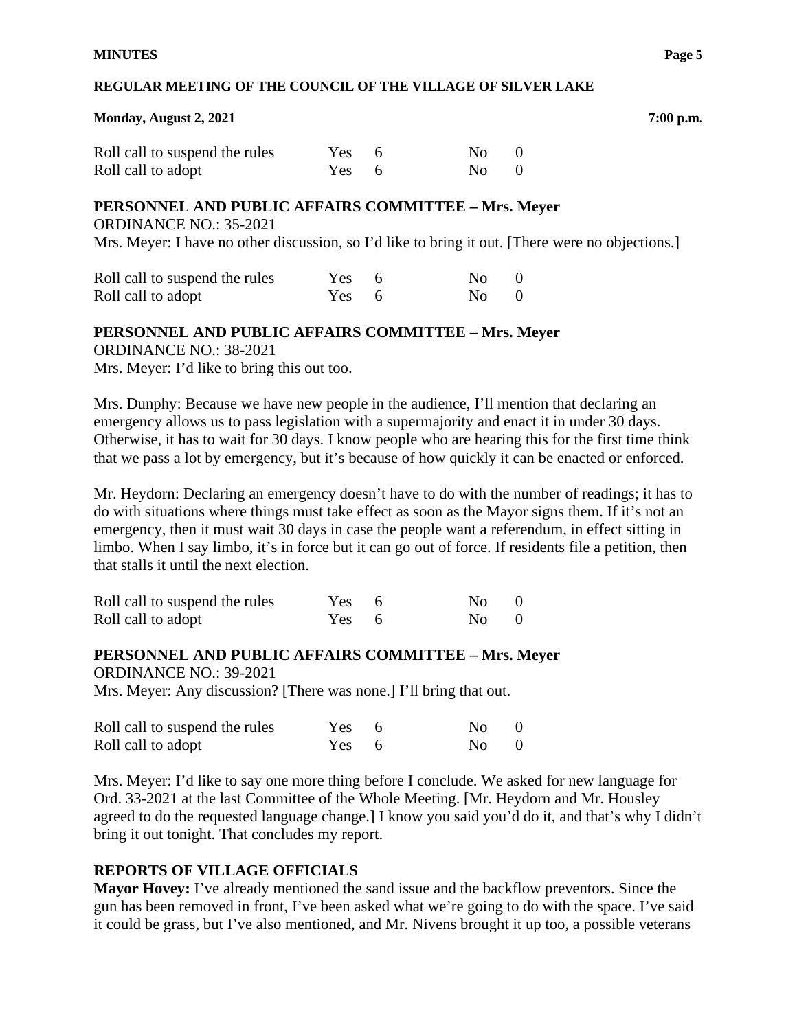| Roll call to suspend the rules | Yes | 6 | No | 0 |
| --- | --- | --- | --- | --- |
| Roll call to adopt | Yes | 6 | No | 0 |

## PERSONNEL AND PUBLIC AFFAIRS COMMITTEE – Mrs. Meyer

ORDINANCE NO.: 35-2021

Mrs. Meyer: I have no other discussion, so I'd like to bring it out. [There were no objections.]

| Roll call to suspend the rules | Yes | 6 | No | 0 |
| --- | --- | --- | --- | --- |
| Roll call to adopt | Yes | 6 | No | 0 |

## PERSONNEL AND PUBLIC AFFAIRS COMMITTEE – Mrs. Meyer

ORDINANCE NO.: 38-2021

Mrs. Meyer: I'd like to bring this out too.

Mrs. Dunphy: Because we have new people in the audience, I'll mention that declaring an emergency allows us to pass legislation with a supermajority and enact it in under 30 days. Otherwise, it has to wait for 30 days. I know people who are hearing this for the first time think that we pass a lot by emergency, but it's because of how quickly it can be enacted or enforced.

Mr. Heydorn: Declaring an emergency doesn't have to do with the number of readings; it has to do with situations where things must take effect as soon as the Mayor signs them. If it's not an emergency, then it must wait 30 days in case the people want a referendum, in effect sitting in limbo. When I say limbo, it's in force but it can go out of force. If residents file a petition, then that stalls it until the next election.

| Roll call to suspend the rules | Yes | 6 | No | 0 |
| --- | --- | --- | --- | --- |
| Roll call to adopt | Yes | 6 | No | 0 |

## PERSONNEL AND PUBLIC AFFAIRS COMMITTEE – Mrs. Meyer

ORDINANCE NO.: 39-2021

Mrs. Meyer: Any discussion? [There was none.] I'll bring that out.

| Roll call to suspend the rules | Yes | 6 | No | 0 |
| --- | --- | --- | --- | --- |
| Roll call to adopt | Yes | 6 | No | 0 |

Mrs. Meyer: I'd like to say one more thing before I conclude. We asked for new language for Ord. 33-2021 at the last Committee of the Whole Meeting. [Mr. Heydorn and Mr. Housley agreed to do the requested language change.] I know you said you'd do it, and that's why I didn't bring it out tonight. That concludes my report.

## REPORTS OF VILLAGE OFFICIALS

**Mayor Hovey:** I've already mentioned the sand issue and the backflow preventors. Since the gun has been removed in front, I've been asked what we're going to do with the space. I've said it could be grass, but I've also mentioned, and Mr. Nivens brought it up too, a possible veterans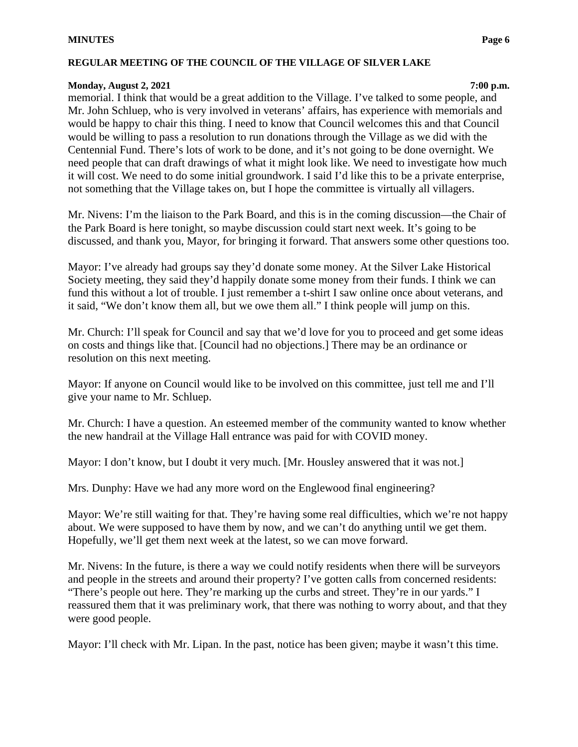memorial. I think that would be a great addition to the Village. I've talked to some people, and Mr. John Schluep, who is very involved in veterans' affairs, has experience with memorials and would be happy to chair this thing. I need to know that Council welcomes this and that Council would be willing to pass a resolution to run donations through the Village as we did with the Centennial Fund. There's lots of work to be done, and it's not going to be done overnight. We need people that can draft drawings of what it might look like. We need to investigate how much it will cost. We need to do some initial groundwork. I said I'd like this to be a private enterprise, not something that the Village takes on, but I hope the committee is virtually all villagers.

Mr. Nivens: I'm the liaison to the Park Board, and this is in the coming discussion—the Chair of the Park Board is here tonight, so maybe discussion could start next week. It's going to be discussed, and thank you, Mayor, for bringing it forward. That answers some other questions too.

Mayor: I've already had groups say they'd donate some money. At the Silver Lake Historical Society meeting, they said they'd happily donate some money from their funds. I think we can fund this without a lot of trouble. I just remember a t-shirt I saw online once about veterans, and it said, "We don't know them all, but we owe them all." I think people will jump on this.

Mr. Church: I'll speak for Council and say that we'd love for you to proceed and get some ideas on costs and things like that. [Council had no objections.] There may be an ordinance or resolution on this next meeting.

Mayor: If anyone on Council would like to be involved on this committee, just tell me and I'll give your name to Mr. Schluep.

Mr. Church: I have a question. An esteemed member of the community wanted to know whether the new handrail at the Village Hall entrance was paid for with COVID money.

Mayor: I don't know, but I doubt it very much. [Mr. Housley answered that it was not.]

Mrs. Dunphy: Have we had any more word on the Englewood final engineering?

Mayor: We're still waiting for that. They're having some real difficulties, which we're not happy about. We were supposed to have them by now, and we can't do anything until we get them. Hopefully, we'll get them next week at the latest, so we can move forward.

Mr. Nivens: In the future, is there a way we could notify residents when there will be surveyors and people in the streets and around their property? I've gotten calls from concerned residents: "There's people out here. They're marking up the curbs and street. They're in our yards." I reassured them that it was preliminary work, that there was nothing to worry about, and that they were good people.

Mayor: I'll check with Mr. Lipan. In the past, notice has been given; maybe it wasn't this time.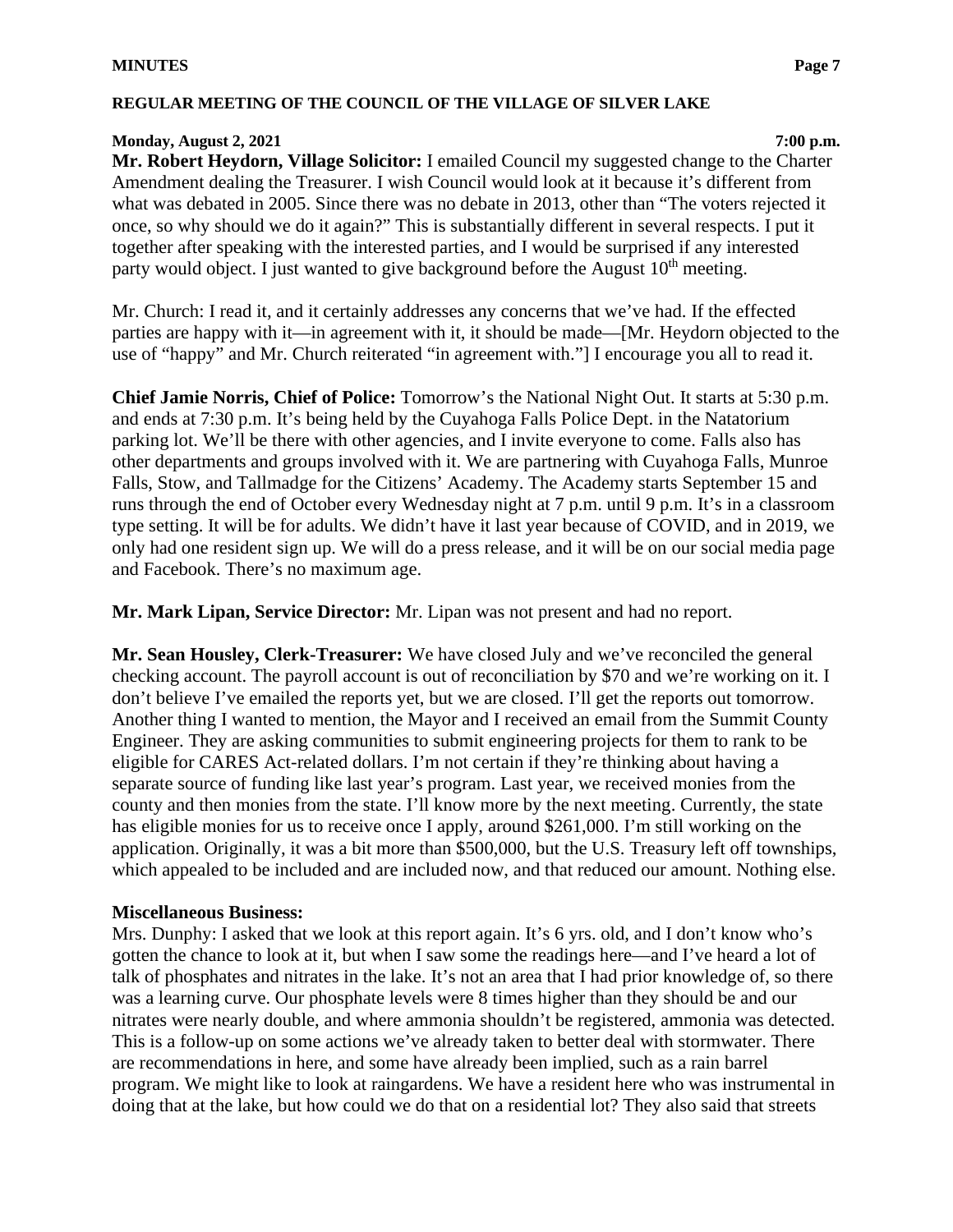**Mr. Robert Heydorn, Village Solicitor:** I emailed Council my suggested change to the Charter Amendment dealing the Treasurer. I wish Council would look at it because it's different from what was debated in 2005. Since there was no debate in 2013, other than "The voters rejected it once, so why should we do it again?" This is substantially different in several respects. I put it together after speaking with the interested parties, and I would be surprised if any interested party would object. I just wanted to give background before the August 10th meeting.

Mr. Church: I read it, and it certainly addresses any concerns that we've had. If the effected parties are happy with it—in agreement with it, it should be made—[Mr. Heydorn objected to the use of "happy" and Mr. Church reiterated "in agreement with."] I encourage you all to read it.

**Chief Jamie Norris, Chief of Police:** Tomorrow's the National Night Out. It starts at 5:30 p.m. and ends at 7:30 p.m. It's being held by the Cuyahoga Falls Police Dept. in the Natatorium parking lot. We'll be there with other agencies, and I invite everyone to come. Falls also has other departments and groups involved with it. We are partnering with Cuyahoga Falls, Munroe Falls, Stow, and Tallmadge for the Citizens' Academy. The Academy starts September 15 and runs through the end of October every Wednesday night at 7 p.m. until 9 p.m. It's in a classroom type setting. It will be for adults. We didn't have it last year because of COVID, and in 2019, we only had one resident sign up. We will do a press release, and it will be on our social media page and Facebook. There's no maximum age.

**Mr. Mark Lipan, Service Director:** Mr. Lipan was not present and had no report.

**Mr. Sean Housley, Clerk-Treasurer:** We have closed July and we've reconciled the general checking account. The payroll account is out of reconciliation by $70 and we're working on it. I don't believe I've emailed the reports yet, but we are closed. I'll get the reports out tomorrow. Another thing I wanted to mention, the Mayor and I received an email from the Summit County Engineer. They are asking communities to submit engineering projects for them to rank to be eligible for CARES Act-related dollars. I'm not certain if they're thinking about having a separate source of funding like last year's program. Last year, we received monies from the county and then monies from the state. I'll know more by the next meeting. Currently, the state has eligible monies for us to receive once I apply, around $261,000. I'm still working on the application. Originally, it was a bit more than $500,000, but the U.S. Treasury left off townships, which appealed to be included and are included now, and that reduced our amount. Nothing else.

**Miscellaneous Business:**

Mrs. Dunphy: I asked that we look at this report again. It's 6 yrs. old, and I don't know who's gotten the chance to look at it, but when I saw some the readings here—and I've heard a lot of talk of phosphates and nitrates in the lake. It's not an area that I had prior knowledge of, so there was a learning curve. Our phosphate levels were 8 times higher than they should be and our nitrates were nearly double, and where ammonia shouldn't be registered, ammonia was detected. This is a follow-up on some actions we've already taken to better deal with stormwater. There are recommendations in here, and some have already been implied, such as a rain barrel program. We might like to look at raingardens. We have a resident here who was instrumental in doing that at the lake, but how could we do that on a residential lot? They also said that streets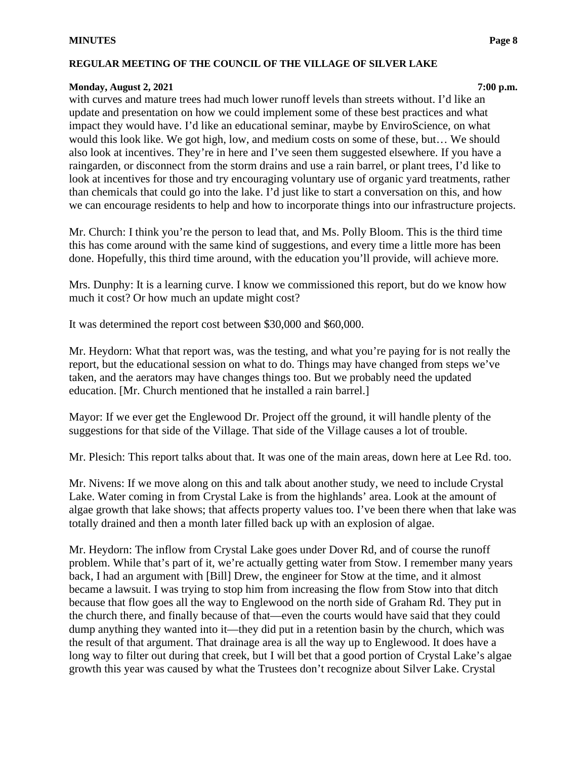with curves and mature trees had much lower runoff levels than streets without. I'd like an update and presentation on how we could implement some of these best practices and what impact they would have. I'd like an educational seminar, maybe by EnviroScience, on what would this look like. We got high, low, and medium costs on some of these, but… We should also look at incentives. They're in here and I've seen them suggested elsewhere. If you have a raingarden, or disconnect from the storm drains and use a rain barrel, or plant trees, I'd like to look at incentives for those and try encouraging voluntary use of organic yard treatments, rather than chemicals that could go into the lake. I'd just like to start a conversation on this, and how we can encourage residents to help and how to incorporate things into our infrastructure projects.

Mr. Church: I think you're the person to lead that, and Ms. Polly Bloom. This is the third time this has come around with the same kind of suggestions, and every time a little more has been done. Hopefully, this third time around, with the education you'll provide, will achieve more.

Mrs. Dunphy: It is a learning curve. I know we commissioned this report, but do we know how much it cost? Or how much an update might cost?

It was determined the report cost between $30,000 and $60,000.

Mr. Heydorn: What that report was, was the testing, and what you're paying for is not really the report, but the educational session on what to do. Things may have changed from steps we've taken, and the aerators may have changes things too. But we probably need the updated education. [Mr. Church mentioned that he installed a rain barrel.]

Mayor: If we ever get the Englewood Dr. Project off the ground, it will handle plenty of the suggestions for that side of the Village. That side of the Village causes a lot of trouble.

Mr. Plesich: This report talks about that. It was one of the main areas, down here at Lee Rd. too.

Mr. Nivens: If we move along on this and talk about another study, we need to include Crystal Lake. Water coming in from Crystal Lake is from the highlands' area. Look at the amount of algae growth that lake shows; that affects property values too. I've been there when that lake was totally drained and then a month later filled back up with an explosion of algae.

Mr. Heydorn: The inflow from Crystal Lake goes under Dover Rd, and of course the runoff problem. While that's part of it, we're actually getting water from Stow. I remember many years back, I had an argument with [Bill] Drew, the engineer for Stow at the time, and it almost became a lawsuit. I was trying to stop him from increasing the flow from Stow into that ditch because that flow goes all the way to Englewood on the north side of Graham Rd. They put in the church there, and finally because of that—even the courts would have said that they could dump anything they wanted into it—they did put in a retention basin by the church, which was the result of that argument. That drainage area is all the way up to Englewood. It does have a long way to filter out during that creek, but I will bet that a good portion of Crystal Lake's algae growth this year was caused by what the Trustees don't recognize about Silver Lake. Crystal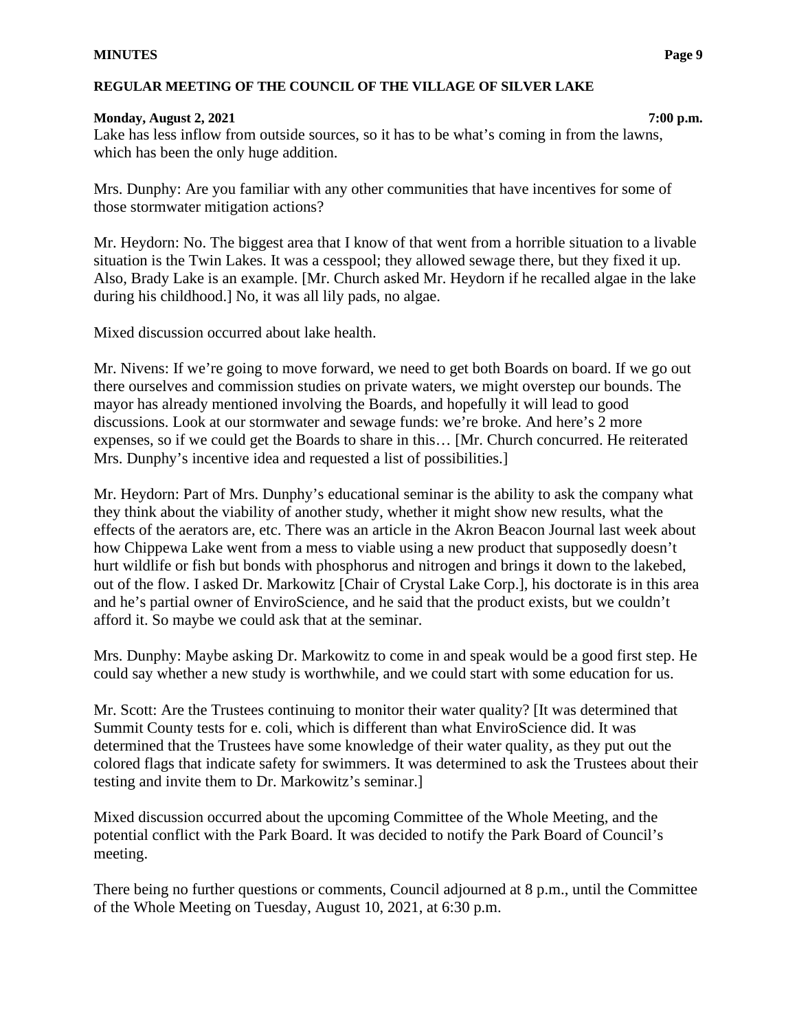Lake has less inflow from outside sources, so it has to be what's coming in from the lawns, which has been the only huge addition.

Mrs. Dunphy: Are you familiar with any other communities that have incentives for some of those stormwater mitigation actions?

Mr. Heydorn: No. The biggest area that I know of that went from a horrible situation to a livable situation is the Twin Lakes. It was a cesspool; they allowed sewage there, but they fixed it up. Also, Brady Lake is an example. [Mr. Church asked Mr. Heydorn if he recalled algae in the lake during his childhood.] No, it was all lily pads, no algae.

Mixed discussion occurred about lake health.

Mr. Nivens: If we're going to move forward, we need to get both Boards on board. If we go out there ourselves and commission studies on private waters, we might overstep our bounds. The mayor has already mentioned involving the Boards, and hopefully it will lead to good discussions. Look at our stormwater and sewage funds: we're broke. And here's 2 more expenses, so if we could get the Boards to share in this… [Mr. Church concurred. He reiterated Mrs. Dunphy's incentive idea and requested a list of possibilities.]

Mr. Heydorn: Part of Mrs. Dunphy's educational seminar is the ability to ask the company what they think about the viability of another study, whether it might show new results, what the effects of the aerators are, etc. There was an article in the Akron Beacon Journal last week about how Chippewa Lake went from a mess to viable using a new product that supposedly doesn't hurt wildlife or fish but bonds with phosphorus and nitrogen and brings it down to the lakebed, out of the flow. I asked Dr. Markowitz [Chair of Crystal Lake Corp.], his doctorate is in this area and he's partial owner of EnviroScience, and he said that the product exists, but we couldn't afford it. So maybe we could ask that at the seminar.

Mrs. Dunphy: Maybe asking Dr. Markowitz to come in and speak would be a good first step. He could say whether a new study is worthwhile, and we could start with some education for us.

Mr. Scott: Are the Trustees continuing to monitor their water quality? [It was determined that Summit County tests for e. coli, which is different than what EnviroScience did. It was determined that the Trustees have some knowledge of their water quality, as they put out the colored flags that indicate safety for swimmers. It was determined to ask the Trustees about their testing and invite them to Dr. Markowitz's seminar.]

Mixed discussion occurred about the upcoming Committee of the Whole Meeting, and the potential conflict with the Park Board. It was decided to notify the Park Board of Council's meeting.

There being no further questions or comments, Council adjourned at 8 p.m., until the Committee of the Whole Meeting on Tuesday, August 10, 2021, at 6:30 p.m.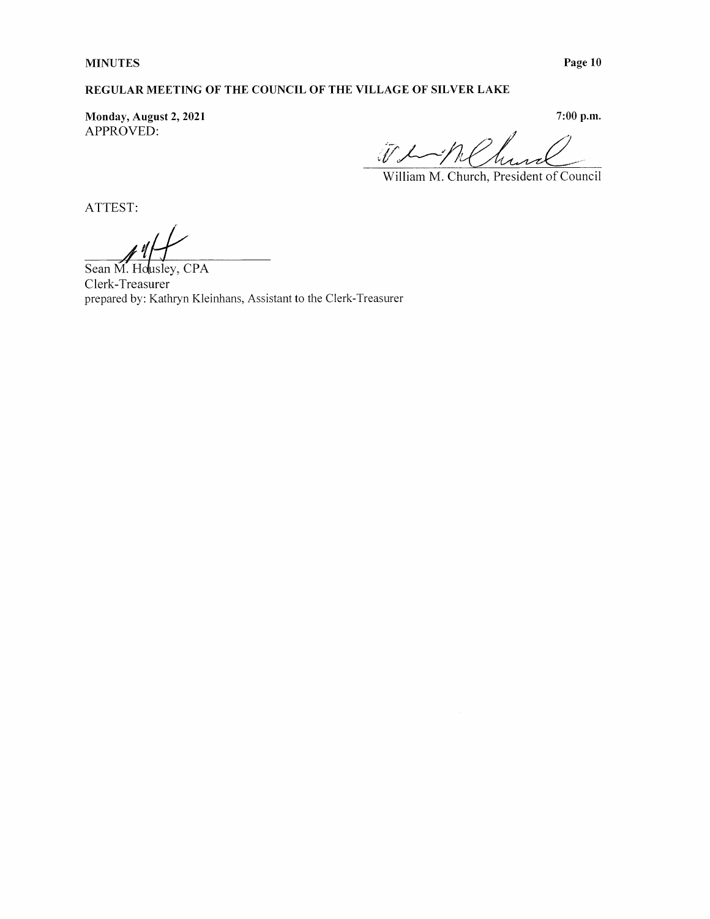APPROVED:

William M. Church, President of Council

ATTEST:

Sean M. Housley, CPA
Clerk-Treasurer
prepared by: Kathryn Kleinhans, Assistant to the Clerk-Treasurer